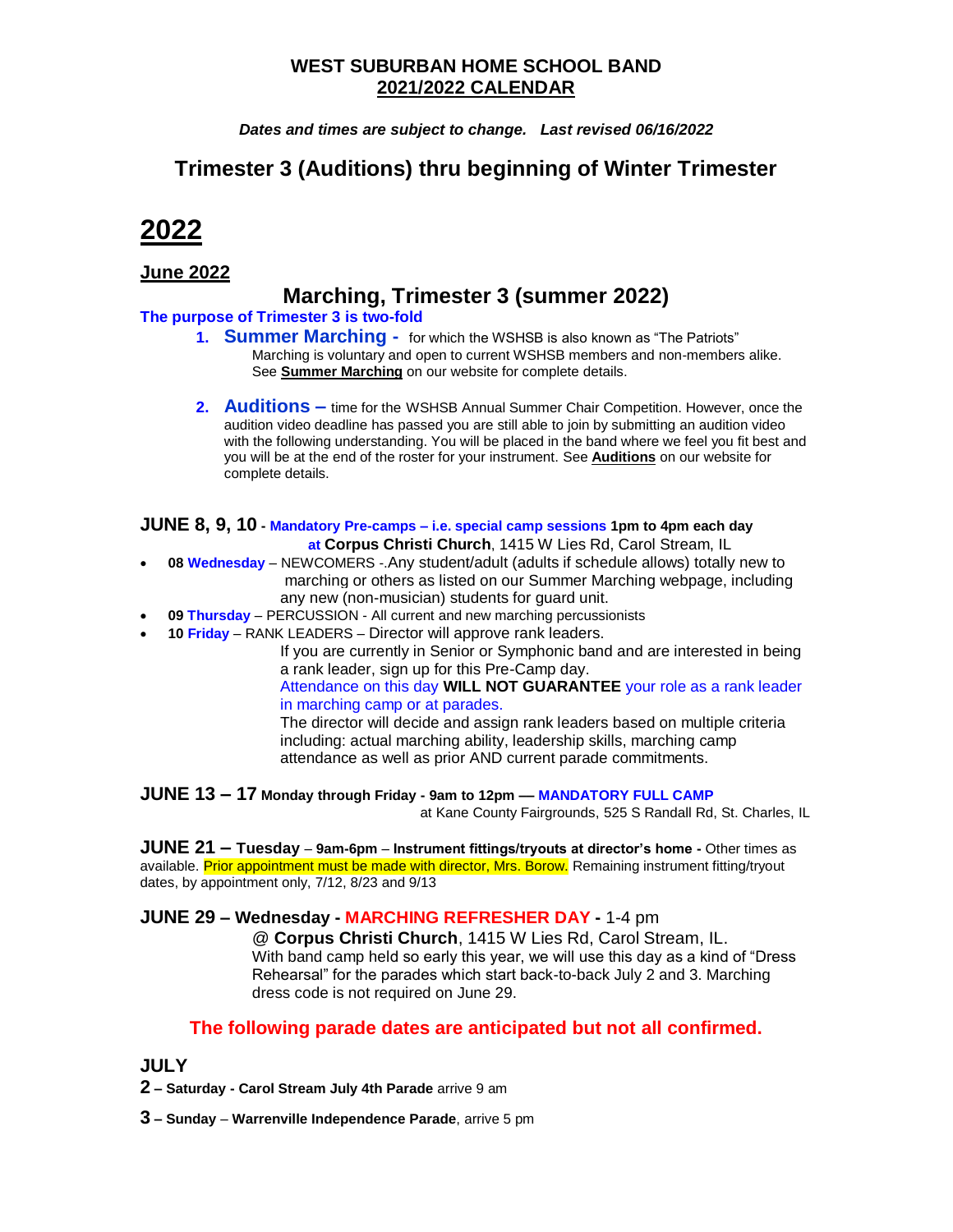## WEST SUBURBAN HOME SCHOOL BAND
## 2021/2022 CALENDAR

***Dates and times are subject to change. Last revised 06/16/2022***

## Trimester 3 (Auditions) thru beginning of Winter Trimester

# 2022

## June 2022

## Marching, Trimester 3 (summer 2022)

**The purpose of Trimester 3 is two-fold**

1. **Summer Marching -** for which the WSHSB is also known as "The Patriots"
   Marching is voluntary and open to current WSHSB members and non-members alike. See **Summer Marching** on our website for complete details.

2. **Auditions –** time for the WSHSB Annual Summer Chair Competition. However, once the audition video deadline has passed you are still able to join by submitting an audition video with the following understanding. You will be placed in the band where we feel you fit best and you will be at the end of the roster for your instrument. See **Auditions** on our website for complete details.

**JUNE 8, 9, 10 - Mandatory Pre-camps – i.e. special camp sessions 1pm to 4pm each day at Corpus Christi Church**, 1415 W Lies Rd, Carol Stream, IL

- **08 Wednesday** – NEWCOMERS -.Any student/adult (adults if schedule allows) totally new to marching or others as listed on our Summer Marching webpage, including any new (non-musician) students for guard unit.
- **09 Thursday** – PERCUSSION - All current and new marching percussionists
- **10 Friday** – RANK LEADERS – Director will approve rank leaders.
  If you are currently in Senior or Symphonic band and are interested in being a rank leader, sign up for this Pre-Camp day.
  Attendance on this day **WILL NOT GUARANTEE** your role as a rank leader in marching camp or at parades.
  The director will decide and assign rank leaders based on multiple criteria including: actual marching ability, leadership skills, marching camp attendance as well as prior AND current parade commitments.

**JUNE 13 – 17 Monday through Friday - 9am to 12pm — MANDATORY FULL CAMP**
at Kane County Fairgrounds, 525 S Randall Rd, St. Charles, IL

**JUNE 21 – Tuesday** – **9am-6pm** – **Instrument fittings/tryouts at director's home -** Other times as available. Prior appointment must be made with director, Mrs. Borow. Remaining instrument fitting/tryout dates, by appointment only, 7/12, 8/23 and 9/13

**JUNE 29 – Wednesday - MARCHING REFRESHER DAY -** 1-4 pm
@ **Corpus Christi Church**, 1415 W Lies Rd, Carol Stream, IL.
With band camp held so early this year, we will use this day as a kind of "Dress Rehearsal" for the parades which start back-to-back July 2 and 3. Marching dress code is not required on June 29.

**The following parade dates are anticipated but not all confirmed.**

### JULY

**2 – Saturday - Carol Stream July 4th Parade** arrive 9 am

**3 – Sunday** – **Warrenville Independence Parade**, arrive 5 pm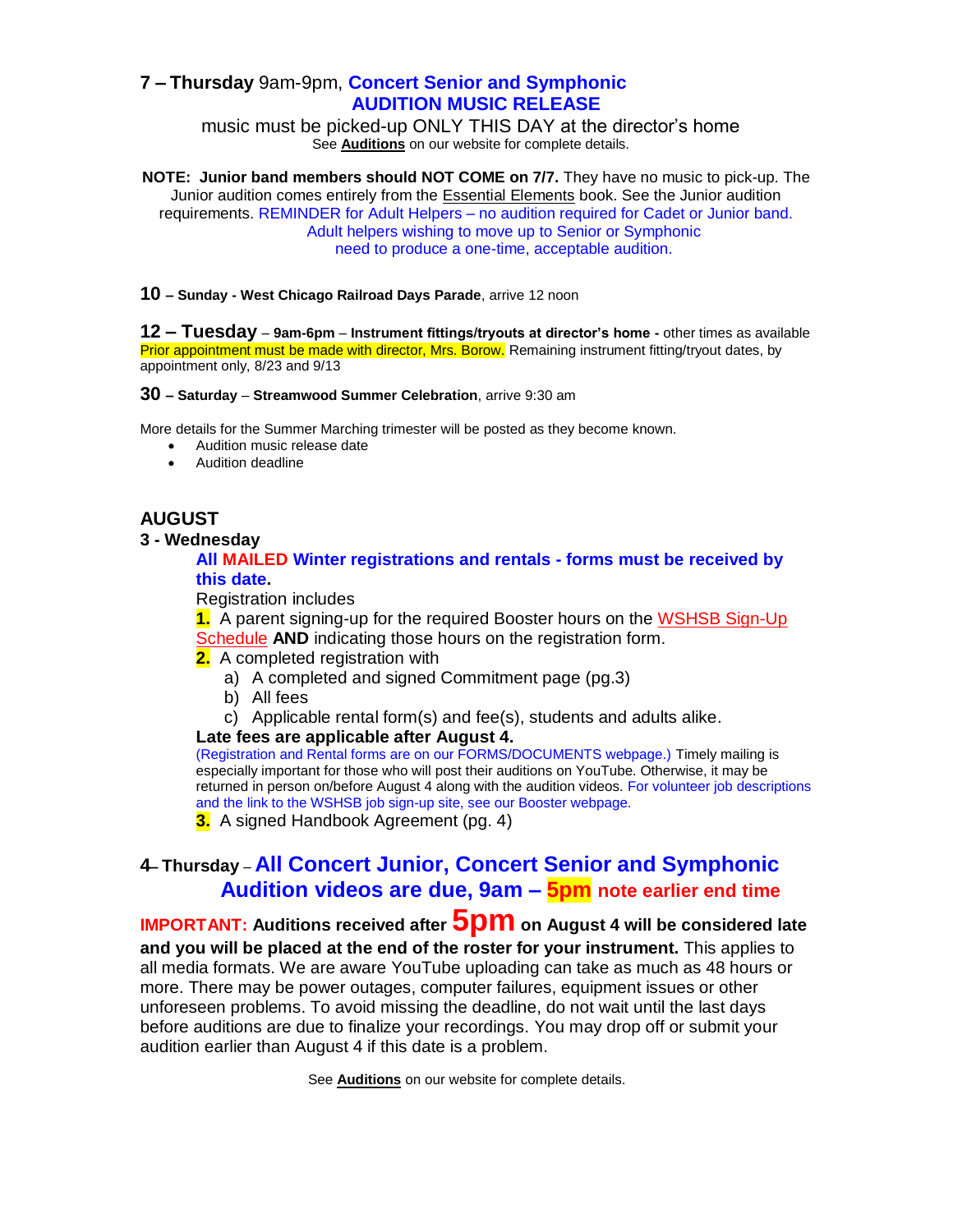**7 – Thursday** 9am-9pm, **Concert Senior and Symphonic AUDITION MUSIC RELEASE**

music must be picked-up ONLY THIS DAY at the director's home
See **Auditions** on our website for complete details.

**NOTE: Junior band members should NOT COME on 7/7.** They have no music to pick-up. The Junior audition comes entirely from the Essential Elements book. See the Junior audition requirements. REMINDER for Adult Helpers – no audition required for Cadet or Junior band. Adult helpers wishing to move up to Senior or Symphonic need to produce a one-time, acceptable audition.

**10 – Sunday - West Chicago Railroad Days Parade**, arrive 12 noon

**12 – Tuesday – 9am-6pm – Instrument fittings/tryouts at director's home -** other times as available Prior appointment must be made with director, Mrs. Borow. Remaining instrument fitting/tryout dates, by appointment only, 8/23 and 9/13

**30 – Saturday – Streamwood Summer Celebration**, arrive 9:30 am

More details for the Summer Marching trimester will be posted as they become known.

- Audition music release date
- Audition deadline

## AUGUST

### 3 - Wednesday

**All MAILED Winter registrations and rentals - forms must be received by this date.**

Registration includes

**1.** A parent signing-up for the required Booster hours on the WSHSB Sign-Up Schedule **AND** indicating those hours on the registration form.

**2.** A completed registration with
   a) A completed and signed Commitment page (pg.3)
   b) All fees
   c) Applicable rental form(s) and fee(s), students and adults alike.

**Late fees are applicable after August 4.**

(Registration and Rental forms are on our FORMS/DOCUMENTS webpage.) Timely mailing is especially important for those who will post their auditions on YouTube. Otherwise, it may be returned in person on/before August 4 along with the audition videos. For volunteer job descriptions and the link to the WSHSB job sign-up site, see our Booster webpage.

**3.** A signed Handbook Agreement (pg. 4)

### 4– Thursday – All Concert Junior, Concert Senior and Symphonic Audition videos are due, 9am – 5pm note earlier end time

**IMPORTANT: Auditions received after 5pm on August 4 will be considered late and you will be placed at the end of the roster for your instrument.** This applies to all media formats. We are aware YouTube uploading can take as much as 48 hours or more. There may be power outages, computer failures, equipment issues or other unforeseen problems. To avoid missing the deadline, do not wait until the last days before auditions are due to finalize your recordings. You may drop off or submit your audition earlier than August 4 if this date is a problem.

See **Auditions** on our website for complete details.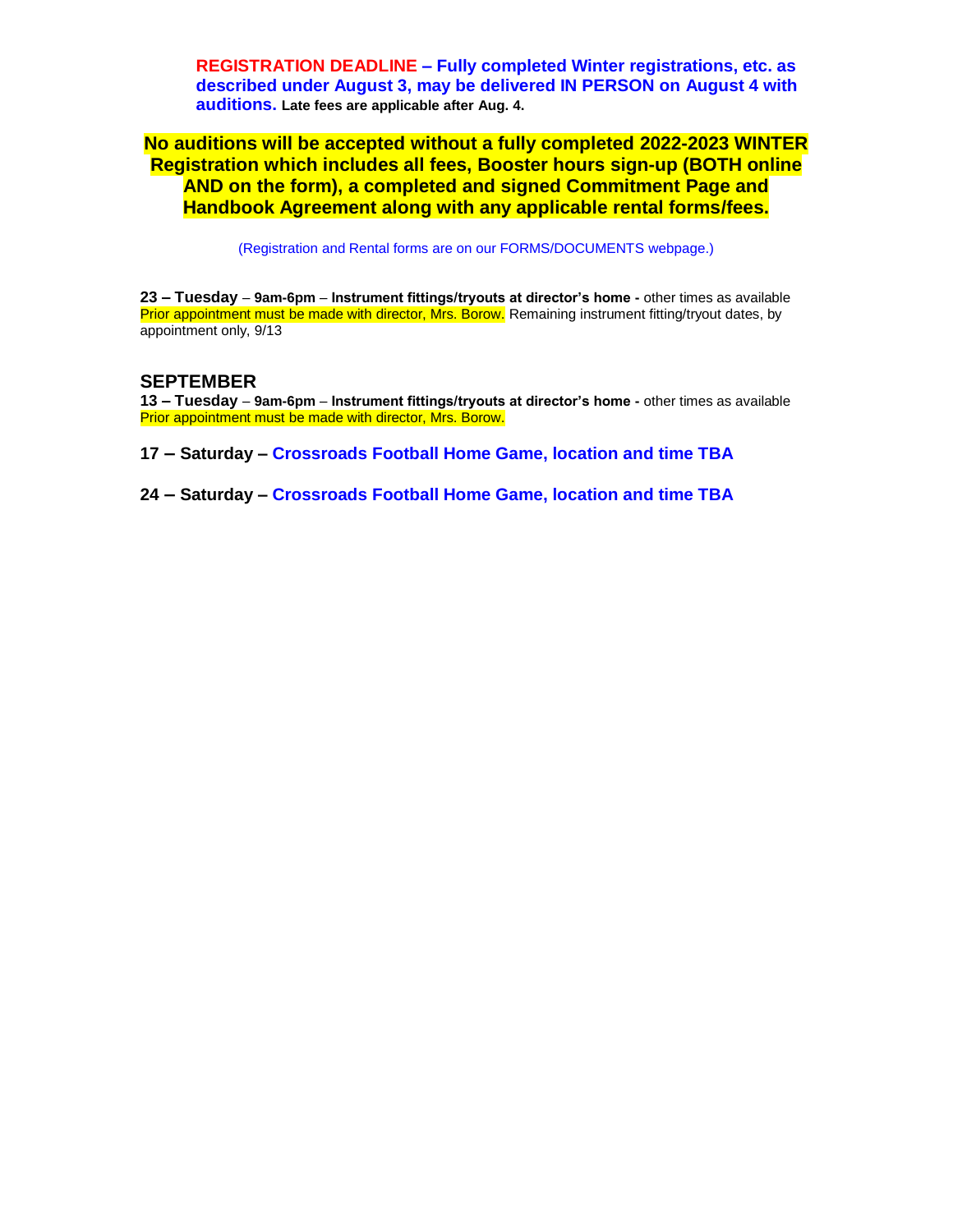**REGISTRATION DEADLINE – Fully completed Winter registrations, etc. as described under August 3, may be delivered IN PERSON on August 4 with auditions.** **Late fees are applicable after Aug. 4.**

**No auditions will be accepted without a fully completed 2022-2023 WINTER Registration which includes all fees, Booster hours sign-up (BOTH online AND on the form), a completed and signed Commitment Page and Handbook Agreement along with any applicable rental forms/fees.**

(Registration and Rental forms are on our FORMS/DOCUMENTS webpage.)

**23 – Tuesday** – **9am-6pm** – **Instrument fittings/tryouts at director's home -** other times as available Prior appointment must be made with director, Mrs. Borow. Remaining instrument fitting/tryout dates, by appointment only, 9/13

## SEPTEMBER

**13 – Tuesday** – **9am-6pm** – **Instrument fittings/tryouts at director's home -** other times as available Prior appointment must be made with director, Mrs. Borow.

**17 – Saturday – Crossroads Football Home Game, location and time TBA**

**24 – Saturday – Crossroads Football Home Game, location and time TBA**